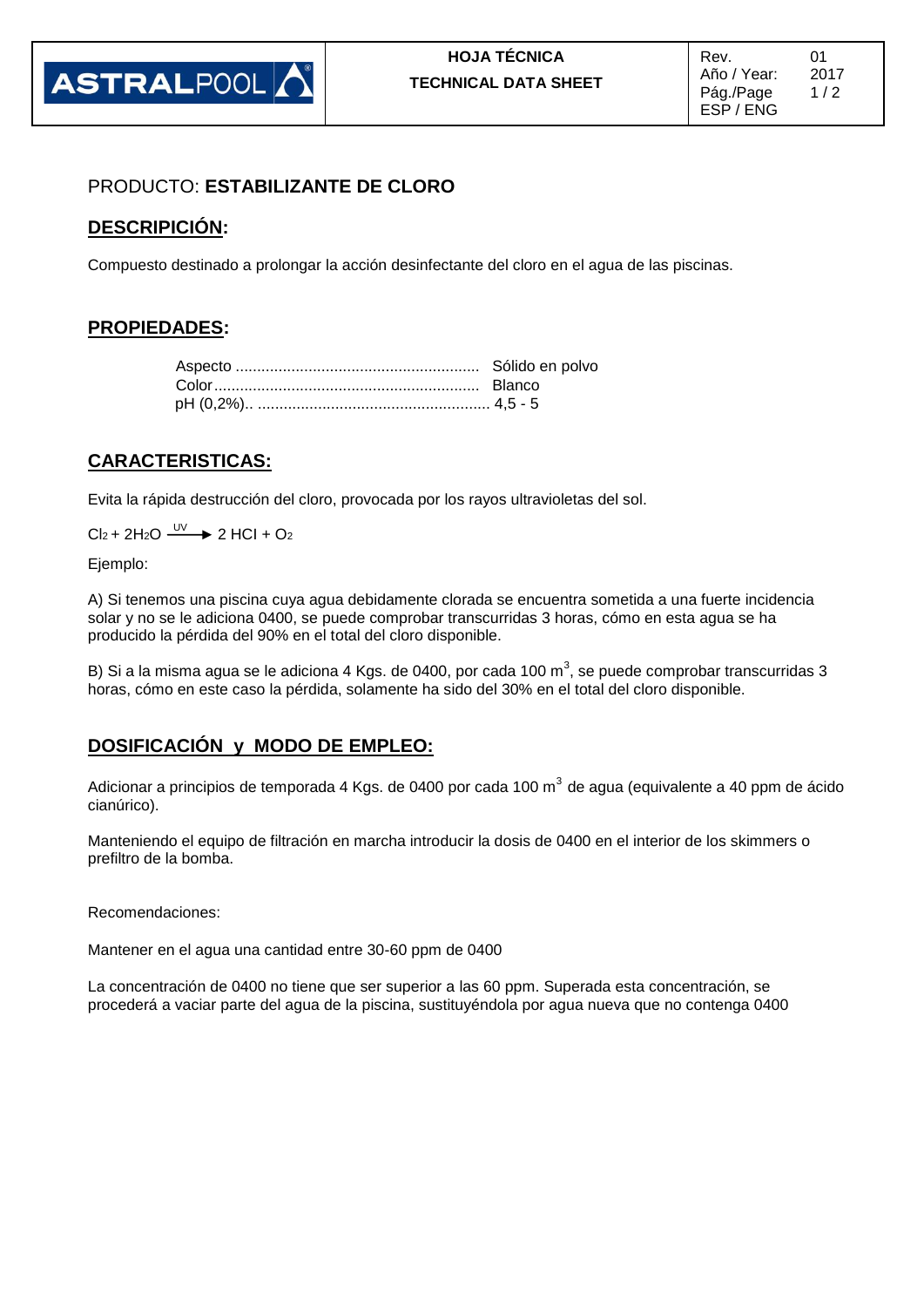| ASTRALPOOL | HOJA TÉCNICA<br>TECHNICAL DATA SHEET | Rev. 01<br>Año / Year: 2017<br>ESP / ENG |
|---|---|---|

PRODUCTO: **ESTABILIZANTE DE CLORO**

## DESCRIPICIÓN:

Compuesto destinado a prolongar la acción desinfectante del cloro en el agua de las piscinas.

## PROPIEDADES:

Aspecto ........................................................ Sólido en polvo
Color ............................................................. Blanco
pH (0,2%).. ..................................................... 4,5 - 5

## CARACTERISTICAS:

Evita la rápida destrucción del cloro, provocada por los rayos ultravioletas del sol.

$$Cl_2 + 2H_2O \xrightarrow{UV} 2\ HCl + O_2$$

Ejemplo:

A) Si tenemos una piscina cuya agua debidamente clorada se encuentra sometida a una fuerte incidencia solar y no se le adiciona 0400, se puede comprobar transcurridas 3 horas, cómo en esta agua se ha producido la pérdida del 90% en el total del cloro disponible.

B) Si a la misma agua se le adiciona 4 Kgs. de 0400, por cada 100 $m^3$, se puede comprobar transcurridas 3 horas, cómo en este caso la pérdida, solamente ha sido del 30% en el total del cloro disponible.

## DOSIFICACIÓN y MODO DE EMPLEO:

Adicionar a principios de temporada 4 Kgs. de 0400 por cada 100 $m^3$ de agua (equivalente a 40 ppm de ácido cianúrico).

Manteniendo el equipo de filtración en marcha introducir la dosis de 0400 en el interior de los skimmers o prefiltro de la bomba.

Recomendaciones:

Mantener en el agua una cantidad entre 30-60 ppm de 0400

La concentración de 0400 no tiene que ser superior a las 60 ppm. Superada esta concentración, se procederá a vaciar parte del agua de la piscina, sustituyéndola por agua nueva que no contenga 0400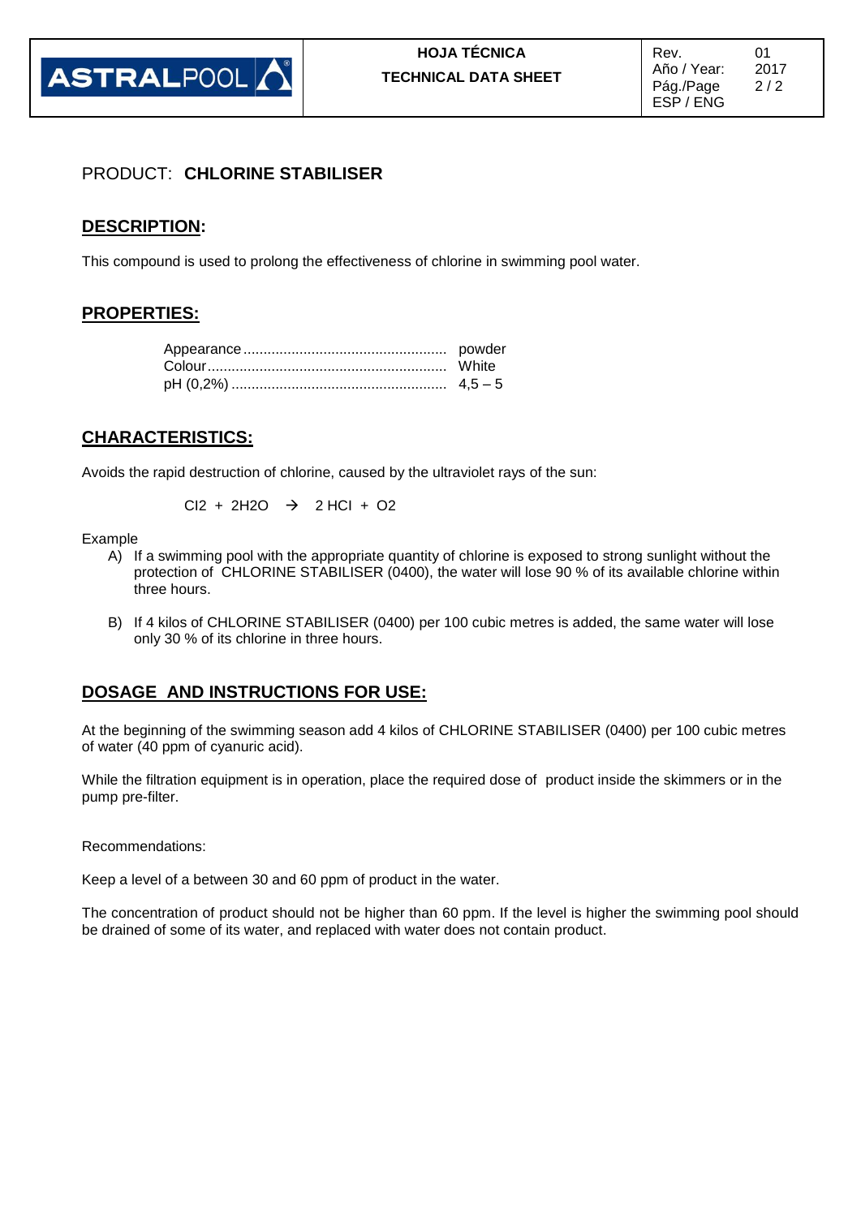PRODUCT: **CHLORINE STABILISER**

## DESCRIPTION:

This compound is used to prolong the effectiveness of chlorine in swimming pool water.

## PROPERTIES:

| | |
|---|---|
| Appearance | powder |
| Colour | White |
| pH (0,2%) | 4,5 – 5 |

## CHARACTERISTICS:

Avoids the rapid destruction of chlorine, caused by the ultraviolet rays of the sun:

$$Cl_2 + 2H_2O \rightarrow 2HCl + O_2$$

Example

A) If a swimming pool with the appropriate quantity of chlorine is exposed to strong sunlight without the protection of CHLORINE STABILISER (0400), the water will lose 90 % of its available chlorine within three hours.

B) If 4 kilos of CHLORINE STABILISER (0400) per 100 cubic metres is added, the same water will lose only 30 % of its chlorine in three hours.

## DOSAGE AND INSTRUCTIONS FOR USE:

At the beginning of the swimming season add 4 kilos of CHLORINE STABILISER (0400) per 100 cubic metres of water (40 ppm of cyanuric acid).

While the filtration equipment is in operation, place the required dose of product inside the skimmers or in the pump pre-filter.

Recommendations:

Keep a level of a between 30 and 60 ppm of product in the water.

The concentration of product should not be higher than 60 ppm. If the level is higher the swimming pool should be drained of some of its water, and replaced with water does not contain product.